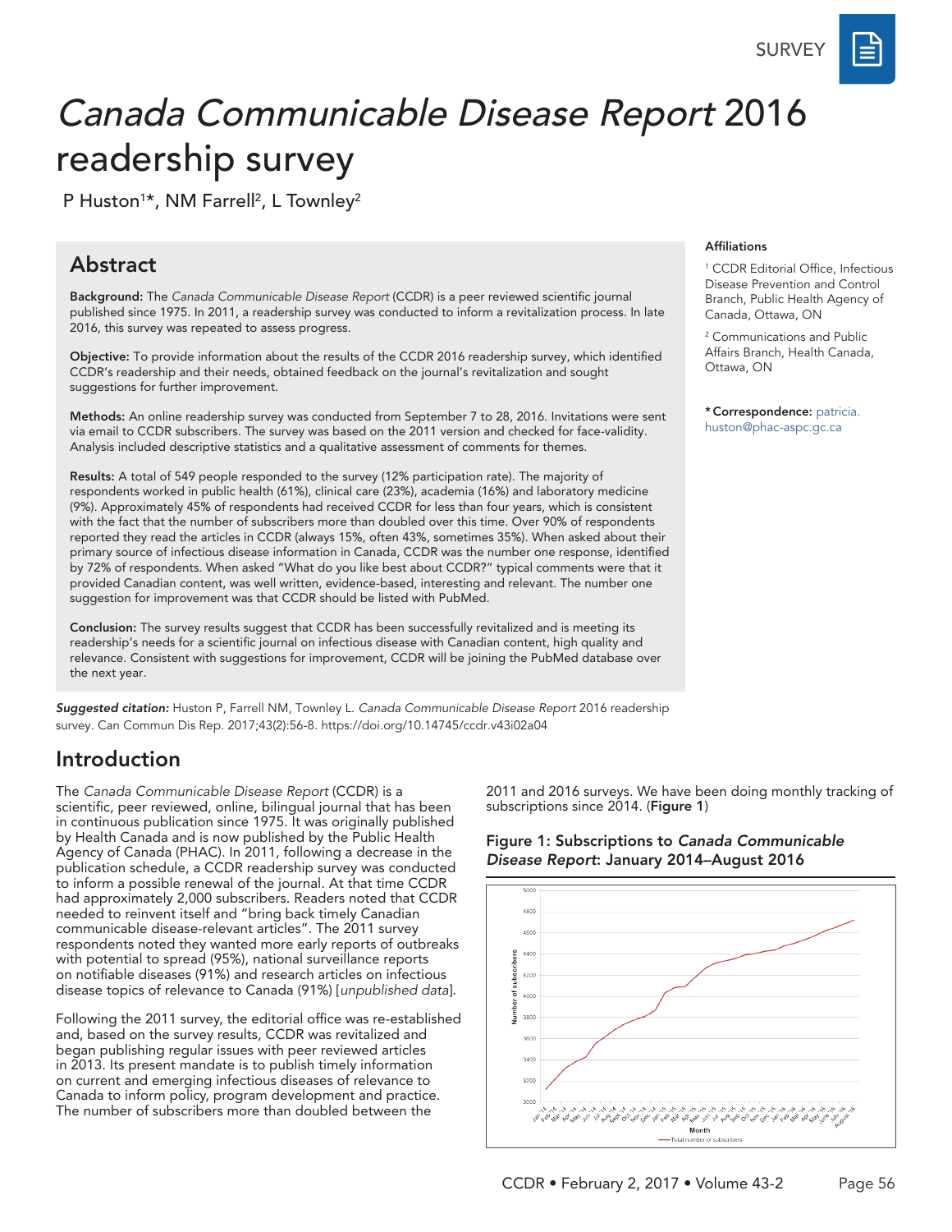SURVEY

# *Canada Communicable Disease Report* 2016 readership survey

P Huston[1]*, NM Farrell[2], L Townley[2]

## Abstract

**Background:** The *Canada Communicable Disease Report* (CCDR) is a peer reviewed scientific journal published since 1975. In 2011, a readership survey was conducted to inform a revitalization process. In late 2016, this survey was repeated to assess progress.

**Objective:** To provide information about the results of the CCDR 2016 readership survey, which identified CCDR's readership and their needs, obtained feedback on the journal's revitalization and sought suggestions for further improvement.

**Methods:** An online readership survey was conducted from September 7 to 28, 2016. Invitations were sent via email to CCDR subscribers. The survey was based on the 2011 version and checked for face-validity. Analysis included descriptive statistics and a qualitative assessment of comments for themes.

**Results:** A total of 549 people responded to the survey (12% participation rate). The majority of respondents worked in public health (61%), clinical care (23%), academia (16%) and laboratory medicine (9%). Approximately 45% of respondents had received CCDR for less than four years, which is consistent with the fact that the number of subscribers more than doubled over this time. Over 90% of respondents reported they read the articles in CCDR (always 15%, often 43%, sometimes 35%). When asked about their primary source of infectious disease information in Canada, CCDR was the number one response, identified by 72% of respondents. When asked "What do you like best about CCDR?" typical comments were that it provided Canadian content, was well written, evidence-based, interesting and relevant. The number one suggestion for improvement was that CCDR should be listed with PubMed.

**Conclusion:** The survey results suggest that CCDR has been successfully revitalized and is meeting its readership's needs for a scientific journal on infectious disease with Canadian content, high quality and relevance. Consistent with suggestions for improvement, CCDR will be joining the PubMed database over the next year.

**Affiliations**

[1] CCDR Editorial Office, Infectious Disease Prevention and Control Branch, Public Health Agency of Canada, Ottawa, ON

[2] Communications and Public Affairs Branch, Health Canada, Ottawa, ON

***Correspondence:** patricia.huston@phac-aspc.gc.ca

***Suggested citation:*** Huston P, Farrell NM, Townley L. *Canada Communicable Disease Report* 2016 readership survey. Can Commun Dis Rep. 2017;43(2):56-8. https://doi.org/10.14745/ccdr.v43i02a04

## Introduction

The *Canada Communicable Disease Report* (CCDR) is a scientific, peer reviewed, online, bilingual journal that has been in continuous publication since 1975. It was originally published by Health Canada and is now published by the Public Health Agency of Canada (PHAC). In 2011, following a decrease in the publication schedule, a CCDR readership survey was conducted to inform a possible renewal of the journal. At that time CCDR had approximately 2,000 subscribers. Readers noted that CCDR needed to reinvent itself and "bring back timely Canadian communicable disease-relevant articles". The 2011 survey respondents noted they wanted more early reports of outbreaks with potential to spread (95%), national surveillance reports on notifiable diseases (91%) and research articles on infectious disease topics of relevance to Canada (91%) [*unpublished data*].

Following the 2011 survey, the editorial office was re-established and, based on the survey results, CCDR was revitalized and began publishing regular issues with peer reviewed articles in 2013. Its present mandate is to publish timely information on current and emerging infectious diseases of relevance to Canada to inform policy, program development and practice. The number of subscribers more than doubled between the 2011 and 2016 surveys. We have been doing monthly tracking of subscriptions since 2014. (**Figure 1**)

**Figure 1: Subscriptions to *Canada Communicable Disease Report*: January 2014–August 2016**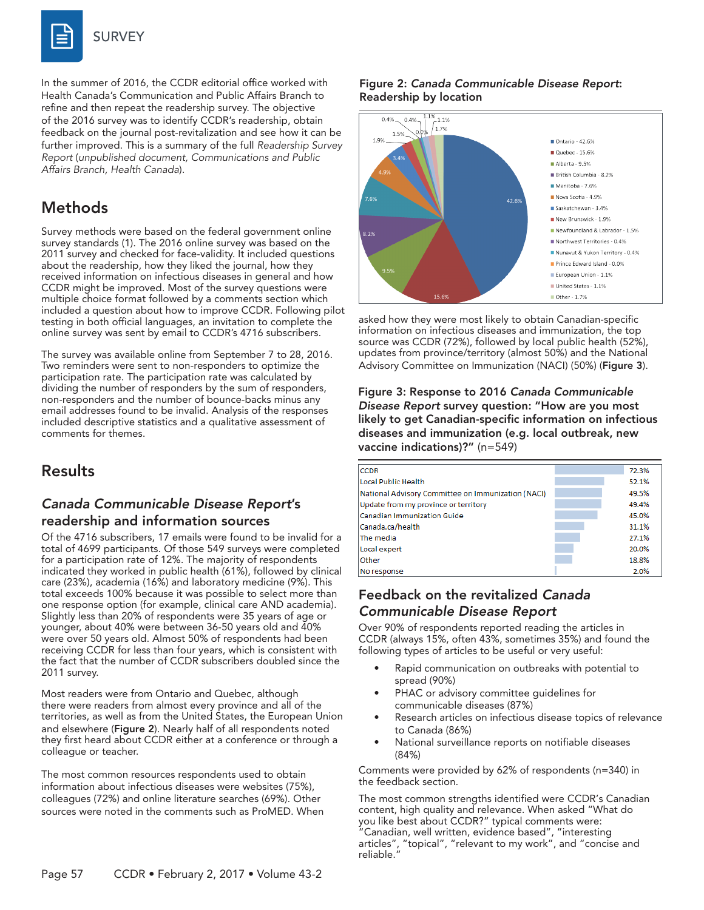# SURVEY

In the summer of 2016, the CCDR editorial office worked with Health Canada's Communication and Public Affairs Branch to refine and then repeat the readership survey. The objective of the 2016 survey was to identify CCDR's readership, obtain feedback on the journal post-revitalization and see how it can be further improved. This is a summary of the full *Readership Survey Report* (*unpublished document, Communications and Public Affairs Branch, Health Canada*).

## Methods

Survey methods were based on the federal government online survey standards (1). The 2016 online survey was based on the 2011 survey and checked for face-validity. It included questions about the readership, how they liked the journal, how they received information on infectious diseases in general and how CCDR might be improved. Most of the survey questions were multiple choice format followed by a comments section which included a question about how to improve CCDR. Following pilot testing in both official languages, an invitation to complete the online survey was sent by email to CCDR's 4716 subscribers.

The survey was available online from September 7 to 28, 2016. Two reminders were sent to non-responders to optimize the participation rate. The participation rate was calculated by dividing the number of responders by the sum of responders, non-responders and the number of bounce-backs minus any email addresses found to be invalid. Analysis of the responses included descriptive statistics and a qualitative assessment of comments for themes.

## Results

### *Canada Communicable Disease Report*'s readership and information sources

Of the 4716 subscribers, 17 emails were found to be invalid for a total of 4699 participants. Of those 549 surveys were completed for a participation rate of 12%. The majority of respondents indicated they worked in public health (61%), followed by clinical care (23%), academia (16%) and laboratory medicine (9%). This total exceeds 100% because it was possible to select more than one response option (for example, clinical care AND academia). Slightly less than 20% of respondents were 35 years of age or younger, about 40% were between 36-50 years old and 40% were over 50 years old. Almost 50% of respondents had been receiving CCDR for less than four years, which is consistent with the fact that the number of CCDR subscribers doubled since the 2011 survey.

Most readers were from Ontario and Quebec, although there were readers from almost every province and all of the territories, as well as from the United States, the European Union and elsewhere (**Figure 2**). Nearly half of all respondents noted they first heard about CCDR either at a conference or through a colleague or teacher.

**Figure 2: *Canada Communicable Disease Report*: Readership by location**

| Location | % |
|---|---|
| Ontario | 42.6% |
| Quebec | 15.6% |
| Alberta | 9.5% |
| British Columbia | 8.2% |
| Manitoba | 7.6% |
| Nova Scotia | 4.9% |
| Saskatchewan | 3.4% |
| New Brunswick | 1.9% |
| Newfoundland & Labrador | 1.5% |
| Northwest Territories | 0.4% |
| Nunavut & Yukon Territory | 0.4% |
| Prince Edward Island | 0.0% |
| European Union | 1.1% |
| United States | 1.1% |
| Other | 1.7% |

The most common resources respondents used to obtain information about infectious diseases were websites (75%), colleagues (72%) and online literature searches (69%). Other sources were noted in the comments such as ProMED. When asked how they were most likely to obtain Canadian-specific information on infectious diseases and immunization, the top source was CCDR (72%), followed by local public health (52%), updates from province/territory (almost 50%) and the National Advisory Committee on Immunization (NACI) (50%) (**Figure 3**).

**Figure 3: Response to 2016 *Canada Communicable Disease Report* survey question: "How are you most likely to get Canadian-specific information on infectious diseases and immunization (e.g. local outbreak, new vaccine indications)?"** (n=549)

| Source | % |
|---|---|
| CCDR | 72.3% |
| Local Public Health | 52.1% |
| National Advisory Committee on Immunization (NACI) | 49.5% |
| Update from my province or territory | 49.4% |
| Canadian Immunization Guide | 45.0% |
| Canada.ca/health | 31.1% |
| The media | 27.1% |
| Local expert | 20.0% |
| Other | 18.8% |
| No response | 2.0% |

### Feedback on the revitalized *Canada Communicable Disease Report*

Over 90% of respondents reported reading the articles in CCDR (always 15%, often 43%, sometimes 35%) and found the following types of articles to be useful or very useful:

- Rapid communication on outbreaks with potential to spread (90%)
- PHAC or advisory committee guidelines for communicable diseases (87%)
- Research articles on infectious disease topics of relevance to Canada (86%)
- National surveillance reports on notifiable diseases (84%)

Comments were provided by 62% of respondents (n=340) in the feedback section.

The most common strengths identified were CCDR's Canadian content, high quality and relevance. When asked "What do you like best about CCDR?" typical comments were: "Canadian, well written, evidence based", "interesting articles", "topical", "relevant to my work", and "concise and reliable."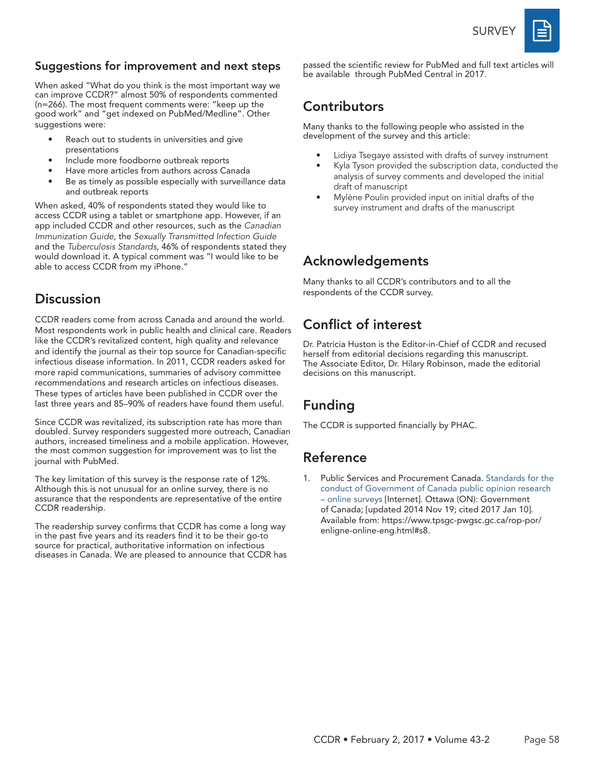## Suggestions for improvement and next steps

When asked "What do you think is the most important way we can improve CCDR?" almost 50% of respondents commented (n=266). The most frequent comments were: "keep up the good work" and "get indexed on PubMed/Medline". Other suggestions were:

- Reach out to students in universities and give presentations
- Include more foodborne outbreak reports
- Have more articles from authors across Canada
- Be as timely as possible especially with surveillance data and outbreak reports

When asked, 40% of respondents stated they would like to access CCDR using a tablet or smartphone app. However, if an app included CCDR and other resources, such as the *Canadian Immunization Guide*, the *Sexually Transmitted Infection Guide* and the *Tuberculosis Standards*, 46% of respondents stated they would download it. A typical comment was "I would like to be able to access CCDR from my iPhone."

## Discussion

CCDR readers come from across Canada and around the world. Most respondents work in public health and clinical care. Readers like the CCDR's revitalized content, high quality and relevance and identify the journal as their top source for Canadian-specific infectious disease information. In 2011, CCDR readers asked for more rapid communications, summaries of advisory committee recommendations and research articles on infectious diseases. These types of articles have been published in CCDR over the last three years and 85–90% of readers have found them useful.

Since CCDR was revitalized, its subscription rate has more than doubled. Survey responders suggested more outreach, Canadian authors, increased timeliness and a mobile application. However, the most common suggestion for improvement was to list the journal with PubMed.

The key limitation of this survey is the response rate of 12%. Although this is not unusual for an online survey, there is no assurance that the respondents are representative of the entire CCDR readership.

The readership survey confirms that CCDR has come a long way in the past five years and its readers find it to be their go-to source for practical, authoritative information on infectious diseases in Canada. We are pleased to announce that CCDR has passed the scientific review for PubMed and full text articles will be available through PubMed Central in 2017.

## Contributors

Many thanks to the following people who assisted in the development of the survey and this article:

- Lidiya Tsegaye assisted with drafts of survey instrument
- Kyla Tyson provided the subscription data, conducted the analysis of survey comments and developed the initial draft of manuscript
- Mylène Poulin provided input on initial drafts of the survey instrument and drafts of the manuscript

## Acknowledgements

Many thanks to all CCDR's contributors and to all the respondents of the CCDR survey.

## Conflict of interest

Dr. Patricia Huston is the Editor-in-Chief of CCDR and recused herself from editorial decisions regarding this manuscript. The Associate Editor, Dr. Hilary Robinson, made the editorial decisions on this manuscript.

## Funding

The CCDR is supported financially by PHAC.

## Reference

1. Public Services and Procurement Canada. Standards for the conduct of Government of Canada public opinion research – online surveys [Internet]. Ottawa (ON): Government of Canada; [updated 2014 Nov 19; cited 2017 Jan 10]. Available from: https://www.tpsgc-pwgsc.gc.ca/rop-por/enligne-online-eng.html#s8.